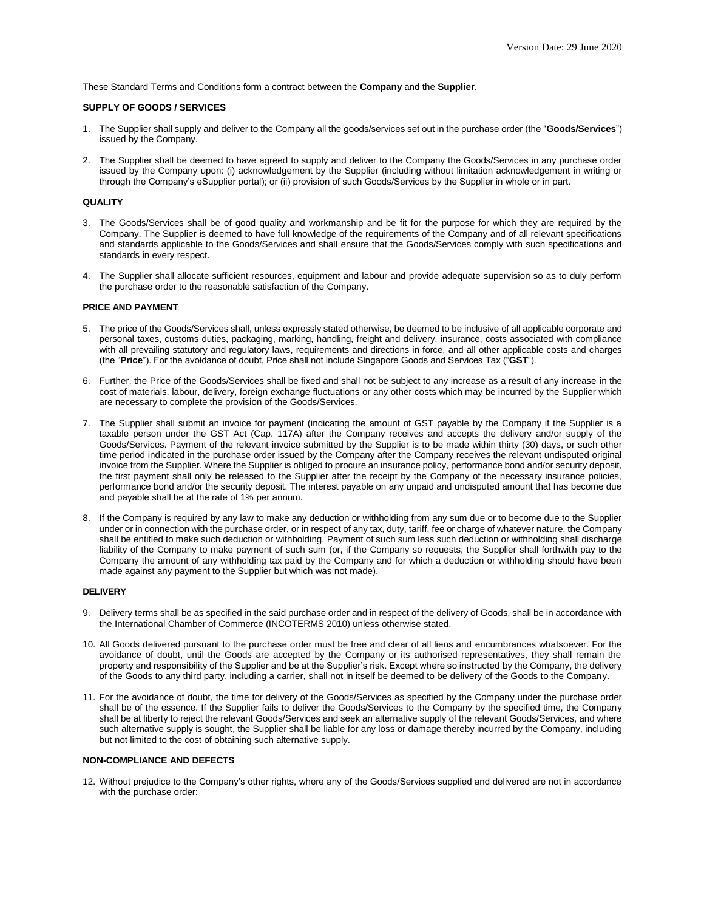Version Date: 29 June 2020

These Standard Terms and Conditions form a contract between the **Company** and the **Supplier**.

**SUPPLY OF GOODS / SERVICES**

1. The Supplier shall supply and deliver to the Company all the goods/services set out in the purchase order (the "**Goods/Services**") issued by the Company.

2. The Supplier shall be deemed to have agreed to supply and deliver to the Company the Goods/Services in any purchase order issued by the Company upon: (i) acknowledgement by the Supplier (including without limitation acknowledgement in writing or through the Company's eSupplier portal); or (ii) provision of such Goods/Services by the Supplier in whole or in part.

**QUALITY**

3. The Goods/Services shall be of good quality and workmanship and be fit for the purpose for which they are required by the Company. The Supplier is deemed to have full knowledge of the requirements of the Company and of all relevant specifications and standards applicable to the Goods/Services and shall ensure that the Goods/Services comply with such specifications and standards in every respect.

4. The Supplier shall allocate sufficient resources, equipment and labour and provide adequate supervision so as to duly perform the purchase order to the reasonable satisfaction of the Company.

**PRICE AND PAYMENT**

5. The price of the Goods/Services shall, unless expressly stated otherwise, be deemed to be inclusive of all applicable corporate and personal taxes, customs duties, packaging, marking, handling, freight and delivery, insurance, costs associated with compliance with all prevailing statutory and regulatory laws, requirements and directions in force, and all other applicable costs and charges (the "**Price**"). For the avoidance of doubt, Price shall not include Singapore Goods and Services Tax ("**GST**").

6. Further, the Price of the Goods/Services shall be fixed and shall not be subject to any increase as a result of any increase in the cost of materials, labour, delivery, foreign exchange fluctuations or any other costs which may be incurred by the Supplier which are necessary to complete the provision of the Goods/Services.

7. The Supplier shall submit an invoice for payment (indicating the amount of GST payable by the Company if the Supplier is a taxable person under the GST Act (Cap. 117A) after the Company receives and accepts the delivery and/or supply of the Goods/Services. Payment of the relevant invoice submitted by the Supplier is to be made within thirty (30) days, or such other time period indicated in the purchase order issued by the Company after the Company receives the relevant undisputed original invoice from the Supplier. Where the Supplier is obliged to procure an insurance policy, performance bond and/or security deposit, the first payment shall only be released to the Supplier after the receipt by the Company of the necessary insurance policies, performance bond and/or the security deposit. The interest payable on any unpaid and undisputed amount that has become due and payable shall be at the rate of 1% per annum.

8. If the Company is required by any law to make any deduction or withholding from any sum due or to become due to the Supplier under or in connection with the purchase order, or in respect of any tax, duty, tariff, fee or charge of whatever nature, the Company shall be entitled to make such deduction or withholding. Payment of such sum less such deduction or withholding shall discharge liability of the Company to make payment of such sum (or, if the Company so requests, the Supplier shall forthwith pay to the Company the amount of any withholding tax paid by the Company and for which a deduction or withholding should have been made against any payment to the Supplier but which was not made).

**DELIVERY**

9. Delivery terms shall be as specified in the said purchase order and in respect of the delivery of Goods, shall be in accordance with the International Chamber of Commerce (INCOTERMS 2010) unless otherwise stated.

10. All Goods delivered pursuant to the purchase order must be free and clear of all liens and encumbrances whatsoever. For the avoidance of doubt, until the Goods are accepted by the Company or its authorised representatives, they shall remain the property and responsibility of the Supplier and be at the Supplier's risk. Except where so instructed by the Company, the delivery of the Goods to any third party, including a carrier, shall not in itself be deemed to be delivery of the Goods to the Company.

11. For the avoidance of doubt, the time for delivery of the Goods/Services as specified by the Company under the purchase order shall be of the essence. If the Supplier fails to deliver the Goods/Services to the Company by the specified time, the Company shall be at liberty to reject the relevant Goods/Services and seek an alternative supply of the relevant Goods/Services, and where such alternative supply is sought, the Supplier shall be liable for any loss or damage thereby incurred by the Company, including but not limited to the cost of obtaining such alternative supply.

**NON-COMPLIANCE AND DEFECTS**

12. Without prejudice to the Company's other rights, where any of the Goods/Services supplied and delivered are not in accordance with the purchase order: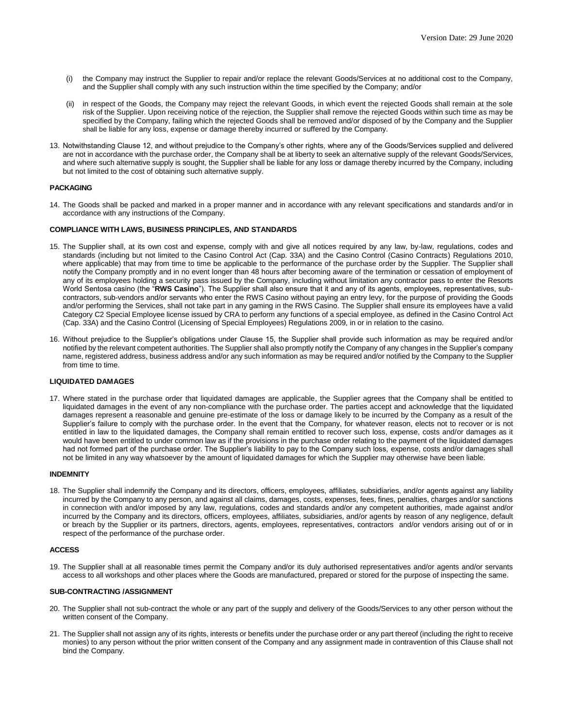(i) the Company may instruct the Supplier to repair and/or replace the relevant Goods/Services at no additional cost to the Company, and the Supplier shall comply with any such instruction within the time specified by the Company; and/or

(ii) in respect of the Goods, the Company may reject the relevant Goods, in which event the rejected Goods shall remain at the sole risk of the Supplier. Upon receiving notice of the rejection, the Supplier shall remove the rejected Goods within such time as may be specified by the Company, failing which the rejected Goods shall be removed and/or disposed of by the Company and the Supplier shall be liable for any loss, expense or damage thereby incurred or suffered by the Company.

13. Notwithstanding Clause 12, and without prejudice to the Company's other rights, where any of the Goods/Services supplied and delivered are not in accordance with the purchase order, the Company shall be at liberty to seek an alternative supply of the relevant Goods/Services, and where such alternative supply is sought, the Supplier shall be liable for any loss or damage thereby incurred by the Company, including but not limited to the cost of obtaining such alternative supply.

**PACKAGING**

14. The Goods shall be packed and marked in a proper manner and in accordance with any relevant specifications and standards and/or in accordance with any instructions of the Company.

**COMPLIANCE WITH LAWS, BUSINESS PRINCIPLES, AND STANDARDS**

15. The Supplier shall, at its own cost and expense, comply with and give all notices required by any law, by-law, regulations, codes and standards (including but not limited to the Casino Control Act (Cap. 33A) and the Casino Control (Casino Contracts) Regulations 2010, where applicable) that may from time to time be applicable to the performance of the purchase order by the Supplier. The Supplier shall notify the Company promptly and in no event longer than 48 hours after becoming aware of the termination or cessation of employment of any of its employees holding a security pass issued by the Company, including without limitation any contractor pass to enter the Resorts World Sentosa casino (the "**RWS Casino**"). The Supplier shall also ensure that it and any of its agents, employees, representatives, sub-contractors, sub-vendors and/or servants who enter the RWS Casino without paying an entry levy, for the purpose of providing the Goods and/or performing the Services, shall not take part in any gaming in the RWS Casino. The Supplier shall ensure its employees have a valid Category C2 Special Employee license issued by CRA to perform any functions of a special employee, as defined in the Casino Control Act (Cap. 33A) and the Casino Control (Licensing of Special Employees) Regulations 2009, in or in relation to the casino.

16. Without prejudice to the Supplier's obligations under Clause 15, the Supplier shall provide such information as may be required and/or notified by the relevant competent authorities. The Supplier shall also promptly notify the Company of any changes in the Supplier's company name, registered address, business address and/or any such information as may be required and/or notified by the Company to the Supplier from time to time.

**LIQUIDATED DAMAGES**

17. Where stated in the purchase order that liquidated damages are applicable, the Supplier agrees that the Company shall be entitled to liquidated damages in the event of any non-compliance with the purchase order. The parties accept and acknowledge that the liquidated damages represent a reasonable and genuine pre-estimate of the loss or damage likely to be incurred by the Company as a result of the Supplier's failure to comply with the purchase order. In the event that the Company, for whatever reason, elects not to recover or is not entitled in law to the liquidated damages, the Company shall remain entitled to recover such loss, expense, costs and/or damages as it would have been entitled to under common law as if the provisions in the purchase order relating to the payment of the liquidated damages had not formed part of the purchase order. The Supplier's liability to pay to the Company such loss, expense, costs and/or damages shall not be limited in any way whatsoever by the amount of liquidated damages for which the Supplier may otherwise have been liable.

**INDEMNITY**

18. The Supplier shall indemnify the Company and its directors, officers, employees, affiliates, subsidiaries, and/or agents against any liability incurred by the Company to any person, and against all claims, damages, costs, expenses, fees, fines, penalties, charges and/or sanctions in connection with and/or imposed by any law, regulations, codes and standards and/or any competent authorities, made against and/or incurred by the Company and its directors, officers, employees, affiliates, subsidiaries, and/or agents by reason of any negligence, default or breach by the Supplier or its partners, directors, agents, employees, representatives, contractors and/or vendors arising out of or in respect of the performance of the purchase order.

**ACCESS**

19. The Supplier shall at all reasonable times permit the Company and/or its duly authorised representatives and/or agents and/or servants access to all workshops and other places where the Goods are manufactured, prepared or stored for the purpose of inspecting the same.

**SUB-CONTRACTING /ASSIGNMENT**

20. The Supplier shall not sub-contract the whole or any part of the supply and delivery of the Goods/Services to any other person without the written consent of the Company.

21. The Supplier shall not assign any of its rights, interests or benefits under the purchase order or any part thereof (including the right to receive monies) to any person without the prior written consent of the Company and any assignment made in contravention of this Clause shall not bind the Company.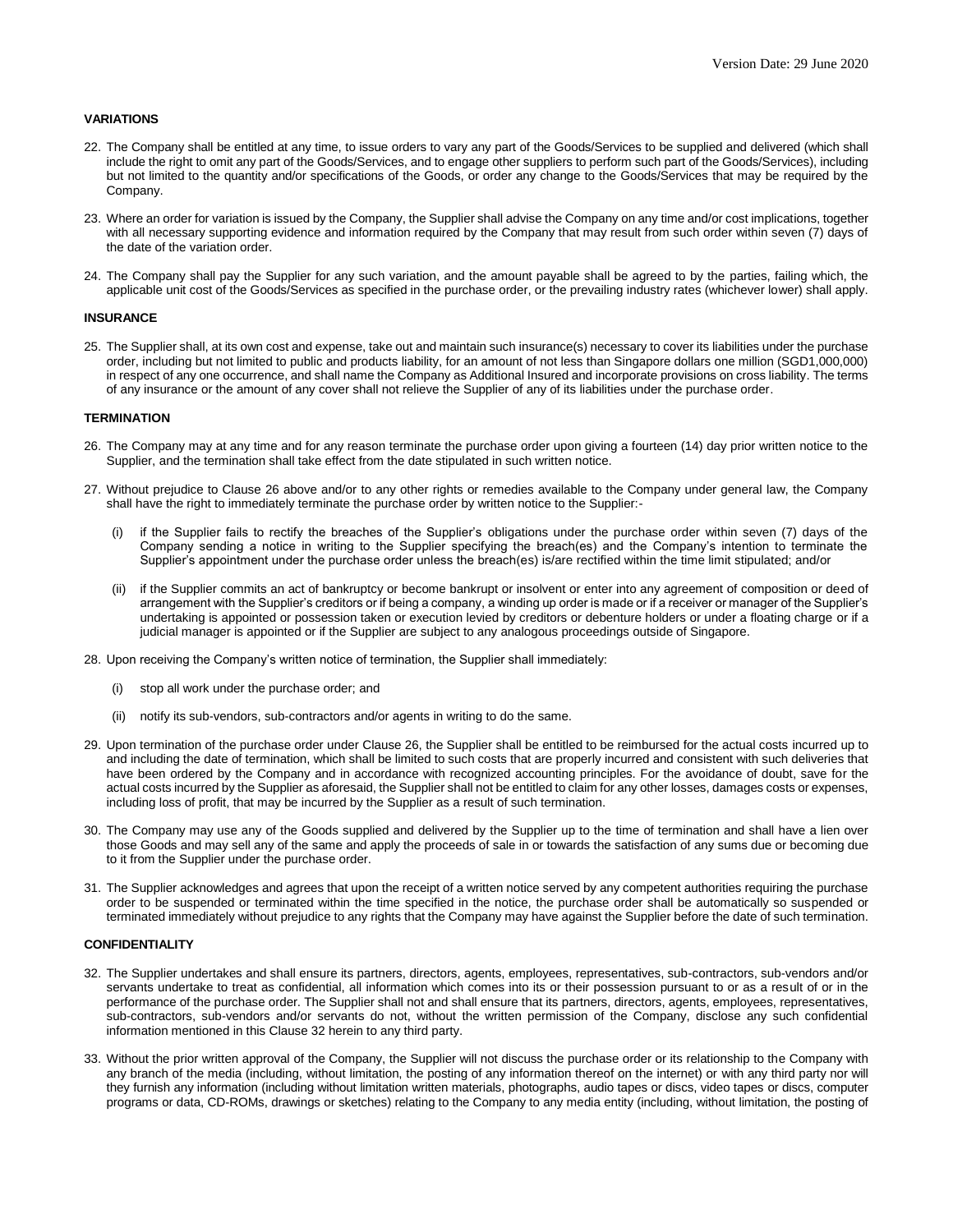**VARIATIONS**

22. The Company shall be entitled at any time, to issue orders to vary any part of the Goods/Services to be supplied and delivered (which shall include the right to omit any part of the Goods/Services, and to engage other suppliers to perform such part of the Goods/Services), including but not limited to the quantity and/or specifications of the Goods, or order any change to the Goods/Services that may be required by the Company.

23. Where an order for variation is issued by the Company, the Supplier shall advise the Company on any time and/or cost implications, together with all necessary supporting evidence and information required by the Company that may result from such order within seven (7) days of the date of the variation order.

24. The Company shall pay the Supplier for any such variation, and the amount payable shall be agreed to by the parties, failing which, the applicable unit cost of the Goods/Services as specified in the purchase order, or the prevailing industry rates (whichever lower) shall apply.

**INSURANCE**

25. The Supplier shall, at its own cost and expense, take out and maintain such insurance(s) necessary to cover its liabilities under the purchase order, including but not limited to public and products liability, for an amount of not less than Singapore dollars one million (SGD1,000,000) in respect of any one occurrence, and shall name the Company as Additional Insured and incorporate provisions on cross liability. The terms of any insurance or the amount of any cover shall not relieve the Supplier of any of its liabilities under the purchase order.

**TERMINATION**

26. The Company may at any time and for any reason terminate the purchase order upon giving a fourteen (14) day prior written notice to the Supplier, and the termination shall take effect from the date stipulated in such written notice.

27. Without prejudice to Clause 26 above and/or to any other rights or remedies available to the Company under general law, the Company shall have the right to immediately terminate the purchase order by written notice to the Supplier:-

    (i) if the Supplier fails to rectify the breaches of the Supplier's obligations under the purchase order within seven (7) days of the Company sending a notice in writing to the Supplier specifying the breach(es) and the Company's intention to terminate the Supplier's appointment under the purchase order unless the breach(es) is/are rectified within the time limit stipulated; and/or

    (ii) if the Supplier commits an act of bankruptcy or become bankrupt or insolvent or enter into any agreement of composition or deed of arrangement with the Supplier's creditors or if being a company, a winding up order is made or if a receiver or manager of the Supplier's undertaking is appointed or possession taken or execution levied by creditors or debenture holders or under a floating charge or if a judicial manager is appointed or if the Supplier are subject to any analogous proceedings outside of Singapore.

28. Upon receiving the Company's written notice of termination, the Supplier shall immediately:

    (i) stop all work under the purchase order; and

    (ii) notify its sub-vendors, sub-contractors and/or agents in writing to do the same.

29. Upon termination of the purchase order under Clause 26, the Supplier shall be entitled to be reimbursed for the actual costs incurred up to and including the date of termination, which shall be limited to such costs that are properly incurred and consistent with such deliveries that have been ordered by the Company and in accordance with recognized accounting principles. For the avoidance of doubt, save for the actual costs incurred by the Supplier as aforesaid, the Supplier shall not be entitled to claim for any other losses, damages costs or expenses, including loss of profit, that may be incurred by the Supplier as a result of such termination.

30. The Company may use any of the Goods supplied and delivered by the Supplier up to the time of termination and shall have a lien over those Goods and may sell any of the same and apply the proceeds of sale in or towards the satisfaction of any sums due or becoming due to it from the Supplier under the purchase order.

31. The Supplier acknowledges and agrees that upon the receipt of a written notice served by any competent authorities requiring the purchase order to be suspended or terminated within the time specified in the notice, the purchase order shall be automatically so suspended or terminated immediately without prejudice to any rights that the Company may have against the Supplier before the date of such termination.

**CONFIDENTIALITY**

32. The Supplier undertakes and shall ensure its partners, directors, agents, employees, representatives, sub-contractors, sub-vendors and/or servants undertake to treat as confidential, all information which comes into its or their possession pursuant to or as a result of or in the performance of the purchase order. The Supplier shall not and shall ensure that its partners, directors, agents, employees, representatives, sub-contractors, sub-vendors and/or servants do not, without the written permission of the Company, disclose any such confidential information mentioned in this Clause 32 herein to any third party.

33. Without the prior written approval of the Company, the Supplier will not discuss the purchase order or its relationship to the Company with any branch of the media (including, without limitation, the posting of any information thereof on the internet) or with any third party nor will they furnish any information (including without limitation written materials, photographs, audio tapes or discs, video tapes or discs, computer programs or data, CD-ROMs, drawings or sketches) relating to the Company to any media entity (including, without limitation, the posting of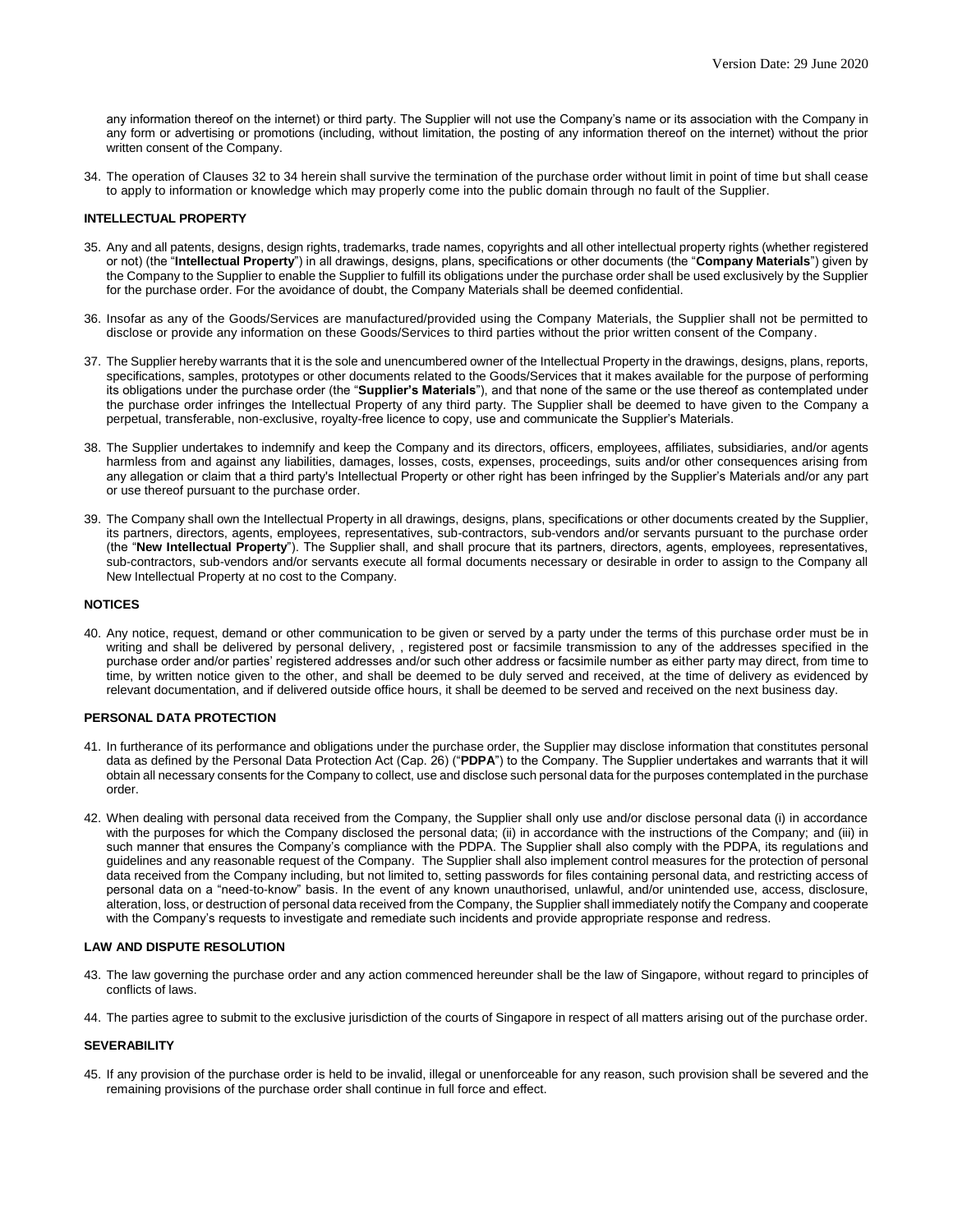any information thereof on the internet) or third party. The Supplier will not use the Company's name or its association with the Company in any form or advertising or promotions (including, without limitation, the posting of any information thereof on the internet) without the prior written consent of the Company.

34. The operation of Clauses 32 to 34 herein shall survive the termination of the purchase order without limit in point of time but shall cease to apply to information or knowledge which may properly come into the public domain through no fault of the Supplier.

**INTELLECTUAL PROPERTY**

35. Any and all patents, designs, design rights, trademarks, trade names, copyrights and all other intellectual property rights (whether registered or not) (the "**Intellectual Property**") in all drawings, designs, plans, specifications or other documents (the "**Company Materials**") given by the Company to the Supplier to enable the Supplier to fulfill its obligations under the purchase order shall be used exclusively by the Supplier for the purchase order. For the avoidance of doubt, the Company Materials shall be deemed confidential.

36. Insofar as any of the Goods/Services are manufactured/provided using the Company Materials, the Supplier shall not be permitted to disclose or provide any information on these Goods/Services to third parties without the prior written consent of the Company.

37. The Supplier hereby warrants that it is the sole and unencumbered owner of the Intellectual Property in the drawings, designs, plans, reports, specifications, samples, prototypes or other documents related to the Goods/Services that it makes available for the purpose of performing its obligations under the purchase order (the "**Supplier's Materials**"), and that none of the same or the use thereof as contemplated under the purchase order infringes the Intellectual Property of any third party. The Supplier shall be deemed to have given to the Company a perpetual, transferable, non-exclusive, royalty-free licence to copy, use and communicate the Supplier's Materials.

38. The Supplier undertakes to indemnify and keep the Company and its directors, officers, employees, affiliates, subsidiaries, and/or agents harmless from and against any liabilities, damages, losses, costs, expenses, proceedings, suits and/or other consequences arising from any allegation or claim that a third party's Intellectual Property or other right has been infringed by the Supplier's Materials and/or any part or use thereof pursuant to the purchase order.

39. The Company shall own the Intellectual Property in all drawings, designs, plans, specifications or other documents created by the Supplier, its partners, directors, agents, employees, representatives, sub-contractors, sub-vendors and/or servants pursuant to the purchase order (the "**New Intellectual Property**"). The Supplier shall, and shall procure that its partners, directors, agents, employees, representatives, sub-contractors, sub-vendors and/or servants execute all formal documents necessary or desirable in order to assign to the Company all New Intellectual Property at no cost to the Company.

**NOTICES**

40. Any notice, request, demand or other communication to be given or served by a party under the terms of this purchase order must be in writing and shall be delivered by personal delivery, , registered post or facsimile transmission to any of the addresses specified in the purchase order and/or parties' registered addresses and/or such other address or facsimile number as either party may direct, from time to time, by written notice given to the other, and shall be deemed to be duly served and received, at the time of delivery as evidenced by relevant documentation, and if delivered outside office hours, it shall be deemed to be served and received on the next business day.

**PERSONAL DATA PROTECTION**

41. In furtherance of its performance and obligations under the purchase order, the Supplier may disclose information that constitutes personal data as defined by the Personal Data Protection Act (Cap. 26) ("**PDPA**") to the Company. The Supplier undertakes and warrants that it will obtain all necessary consents for the Company to collect, use and disclose such personal data for the purposes contemplated in the purchase order.

42. When dealing with personal data received from the Company, the Supplier shall only use and/or disclose personal data (i) in accordance with the purposes for which the Company disclosed the personal data; (ii) in accordance with the instructions of the Company; and (iii) in such manner that ensures the Company's compliance with the PDPA. The Supplier shall also comply with the PDPA, its regulations and guidelines and any reasonable request of the Company. The Supplier shall also implement control measures for the protection of personal data received from the Company including, but not limited to, setting passwords for files containing personal data, and restricting access of personal data on a "need-to-know" basis. In the event of any known unauthorised, unlawful, and/or unintended use, access, disclosure, alteration, loss, or destruction of personal data received from the Company, the Supplier shall immediately notify the Company and cooperate with the Company's requests to investigate and remediate such incidents and provide appropriate response and redress.

**LAW AND DISPUTE RESOLUTION**

43. The law governing the purchase order and any action commenced hereunder shall be the law of Singapore, without regard to principles of conflicts of laws.

44. The parties agree to submit to the exclusive jurisdiction of the courts of Singapore in respect of all matters arising out of the purchase order.

**SEVERABILITY**

45. If any provision of the purchase order is held to be invalid, illegal or unenforceable for any reason, such provision shall be severed and the remaining provisions of the purchase order shall continue in full force and effect.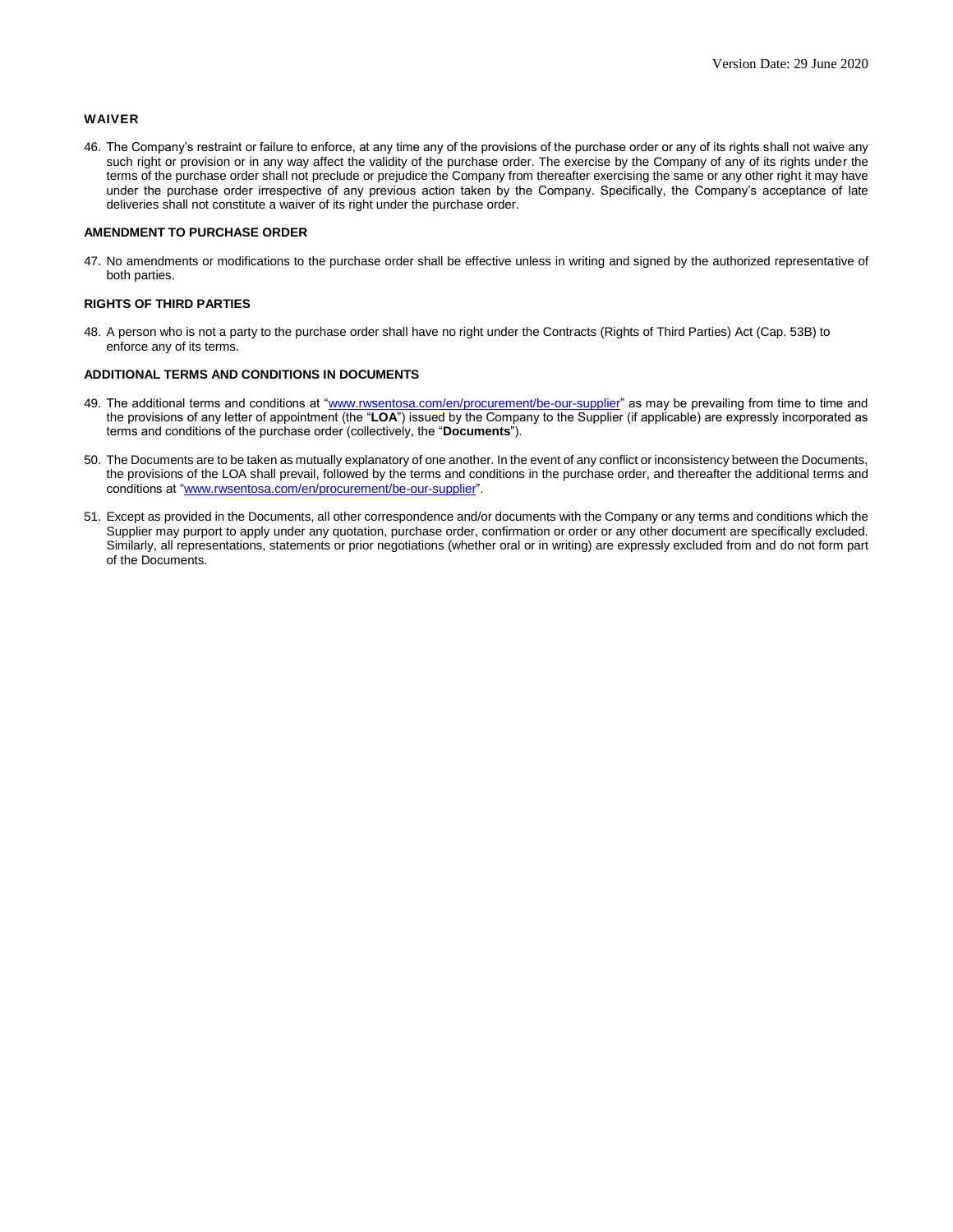## WAIVER

46. The Company's restraint or failure to enforce, at any time any of the provisions of the purchase order or any of its rights shall not waive any such right or provision or in any way affect the validity of the purchase order. The exercise by the Company of any of its rights under the terms of the purchase order shall not preclude or prejudice the Company from thereafter exercising the same or any other right it may have under the purchase order irrespective of any previous action taken by the Company. Specifically, the Company's acceptance of late deliveries shall not constitute a waiver of its right under the purchase order.

## AMENDMENT TO PURCHASE ORDER

47. No amendments or modifications to the purchase order shall be effective unless in writing and signed by the authorized representative of both parties.

## RIGHTS OF THIRD PARTIES

48. A person who is not a party to the purchase order shall have no right under the Contracts (Rights of Third Parties) Act (Cap. 53B) to enforce any of its terms.

## ADDITIONAL TERMS AND CONDITIONS IN DOCUMENTS

49. The additional terms and conditions at "www.rwsentosa.com/en/procurement/be-our-supplier" as may be prevailing from time to time and the provisions of any letter of appointment (the "**LOA**") issued by the Company to the Supplier (if applicable) are expressly incorporated as terms and conditions of the purchase order (collectively, the "**Documents**").

50. The Documents are to be taken as mutually explanatory of one another. In the event of any conflict or inconsistency between the Documents, the provisions of the LOA shall prevail, followed by the terms and conditions in the purchase order, and thereafter the additional terms and conditions at "www.rwsentosa.com/en/procurement/be-our-supplier".

51. Except as provided in the Documents, all other correspondence and/or documents with the Company or any terms and conditions which the Supplier may purport to apply under any quotation, purchase order, confirmation or order or any other document are specifically excluded. Similarly, all representations, statements or prior negotiations (whether oral or in writing) are expressly excluded from and do not form part of the Documents.